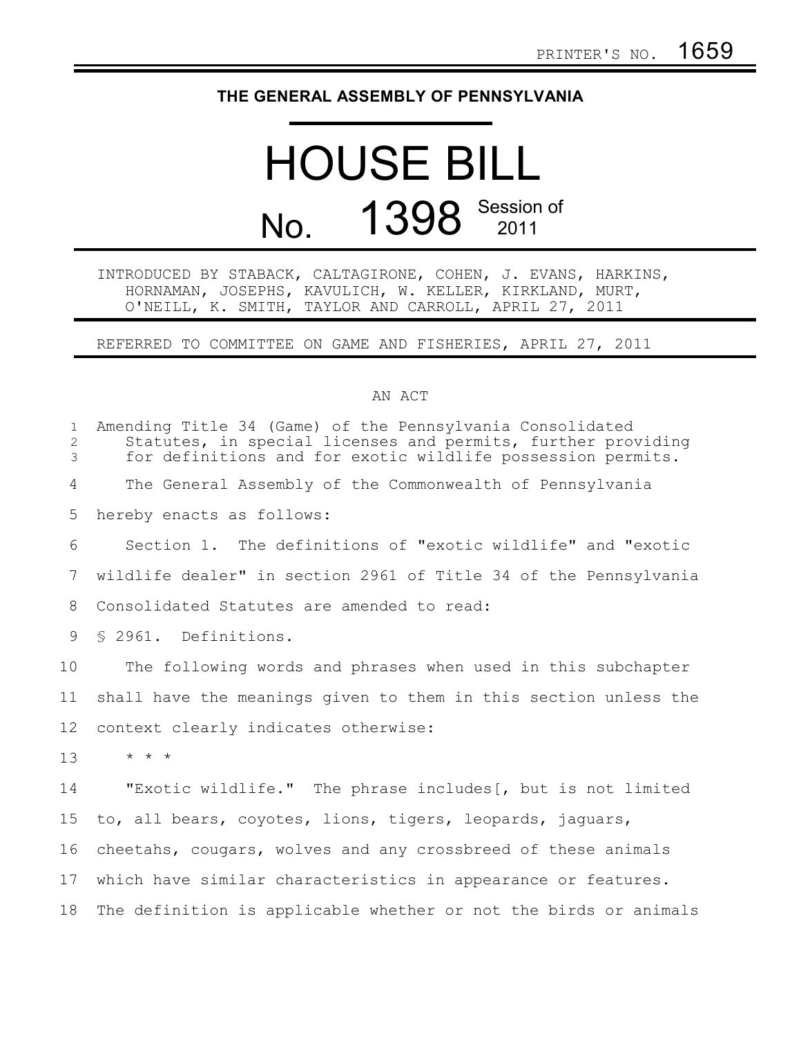PRINTER'S NO. 1659

**THE GENERAL ASSEMBLY OF PENNSYLVANIA**

# HOUSE BILL

# No. 1398 Session of 2011

INTRODUCED BY STABACK, CALTAGIRONE, COHEN, J. EVANS, HARKINS, HORNAMAN, JOSEPHS, KAVULICH, W. KELLER, KIRKLAND, MURT, O'NEILL, K. SMITH, TAYLOR AND CARROLL, APRIL 27, 2011

REFERRED TO COMMITTEE ON GAME AND FISHERIES, APRIL 27, 2011

AN ACT

Amending Title 34 (Game) of the Pennsylvania Consolidated Statutes, in special licenses and permits, further providing for definitions and for exotic wildlife possession permits.

The General Assembly of the Commonwealth of Pennsylvania hereby enacts as follows:

Section 1. The definitions of "exotic wildlife" and "exotic wildlife dealer" in section 2961 of Title 34 of the Pennsylvania Consolidated Statutes are amended to read:

§ 2961. Definitions.

The following words and phrases when used in this subchapter shall have the meanings given to them in this section unless the context clearly indicates otherwise:

* * *

"Exotic wildlife." The phrase includes[, but is not limited to, all bears, coyotes, lions, tigers, leopards, jaguars, cheetahs, cougars, wolves and any crossbreed of these animals which have similar characteristics in appearance or features. The definition is applicable whether or not the birds or animals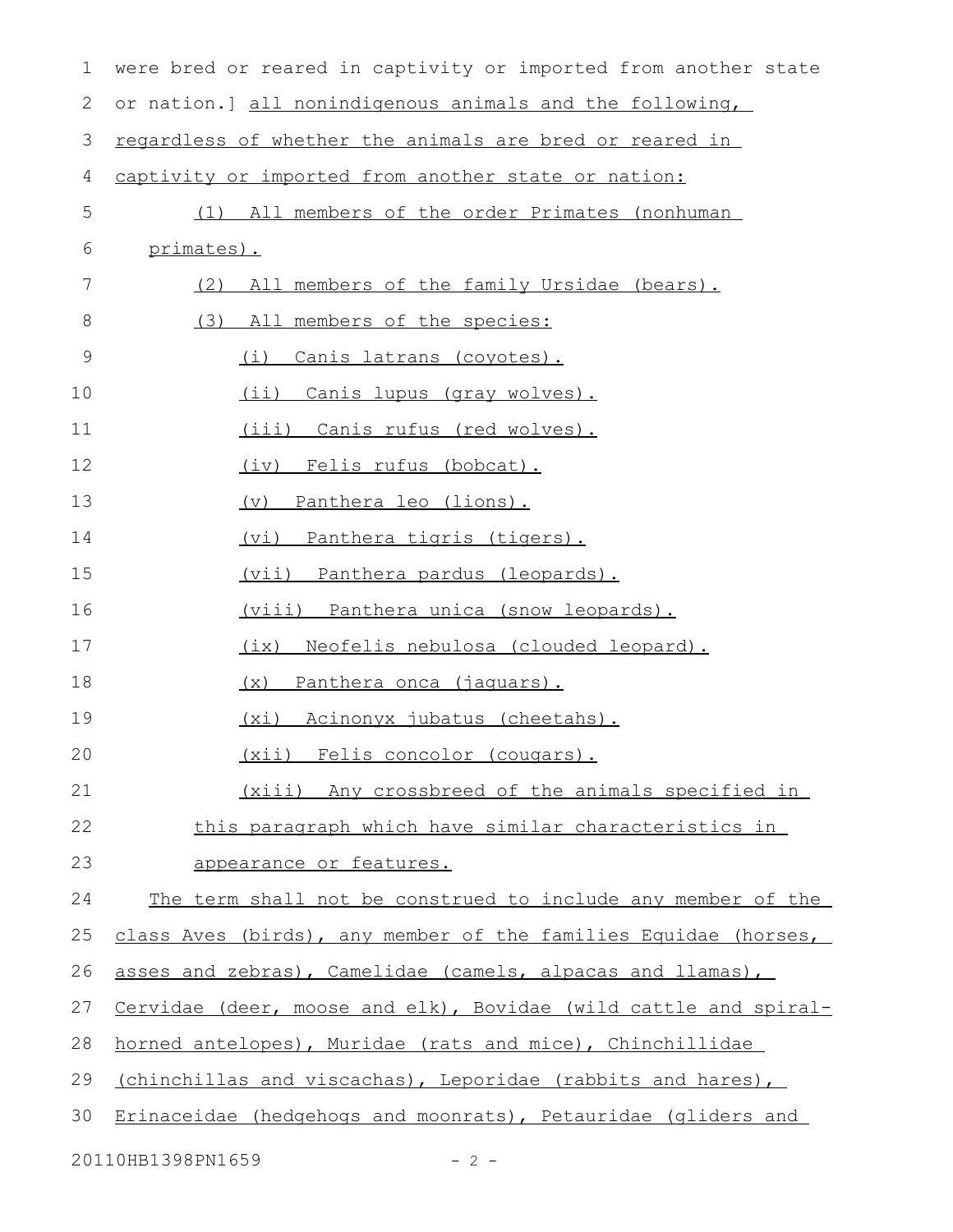were bred or reared in captivity or imported from another state or nation.] all nonindigenous animals and the following, regardless of whether the animals are bred or reared in captivity or imported from another state or nation:

(1) All members of the order Primates (nonhuman primates).

(2) All members of the family Ursidae (bears).

(3) All members of the species:

(i) Canis latrans (coyotes).

(ii) Canis lupus (gray wolves).

(iii) Canis rufus (red wolves).

(iv) Felis rufus (bobcat).

(v) Panthera leo (lions).

(vi) Panthera tigris (tigers).

(vii) Panthera pardus (leopards).

(viii) Panthera unica (snow leopards).

(ix) Neofelis nebulosa (clouded leopard).

(x) Panthera onca (jaguars).

(xi) Acinonyx jubatus (cheetahs).

(xii) Felis concolor (cougars).

(xiii) Any crossbreed of the animals specified in this paragraph which have similar characteristics in appearance or features.

The term shall not be construed to include any member of the class Aves (birds), any member of the families Equidae (horses, asses and zebras), Camelidae (camels, alpacas and llamas), Cervidae (deer, moose and elk), Bovidae (wild cattle and spiral-horned antelopes), Muridae (rats and mice), Chinchillidae (chinchillas and viscachas), Leporidae (rabbits and hares), Erinaceidae (hedgehogs and moonrats), Petauridae (gliders and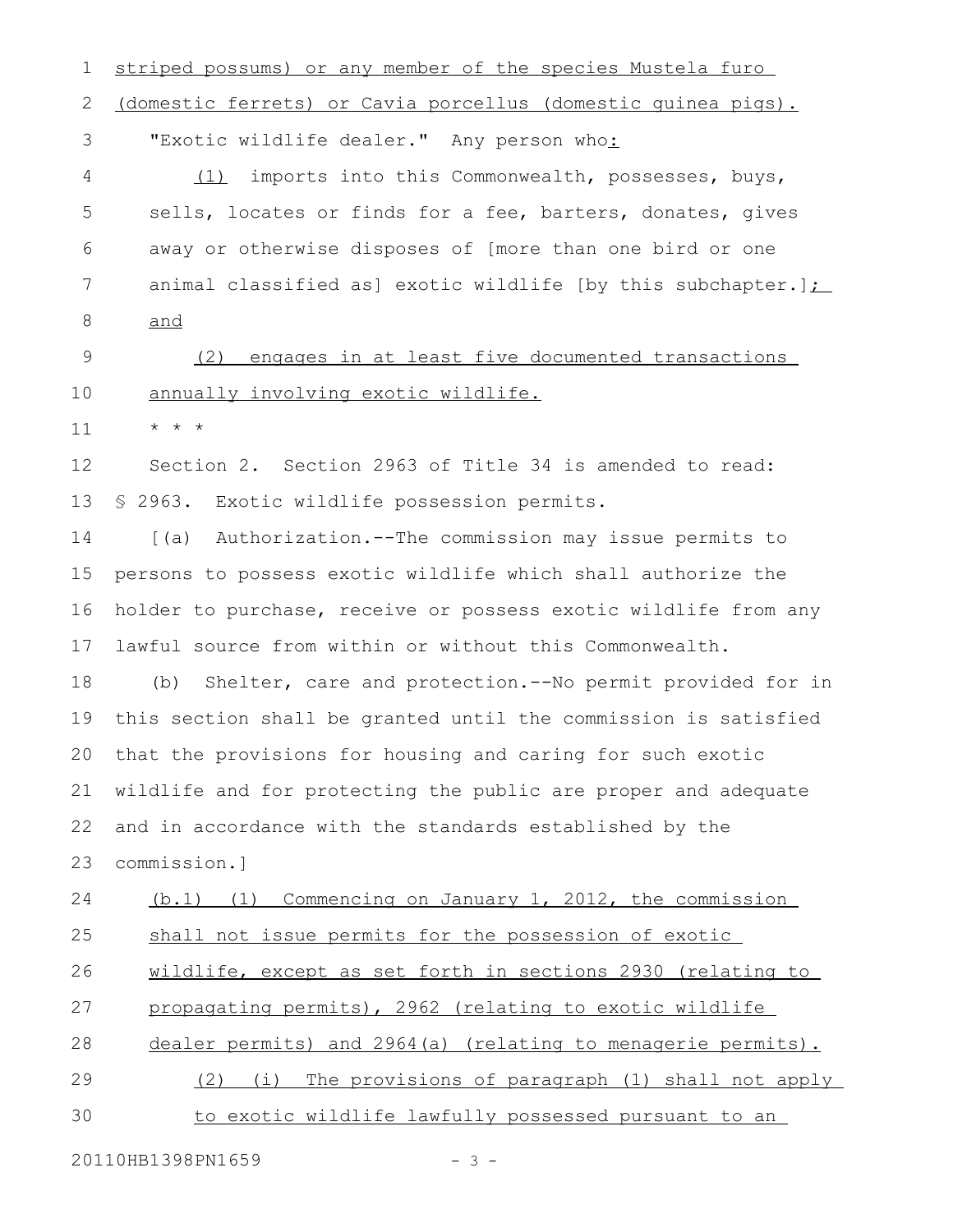striped possums) or any member of the species Mustela furo (domestic ferrets) or Cavia porcellus (domestic guinea pigs).

"Exotic wildlife dealer." Any person who:

(1) imports into this Commonwealth, possesses, buys, sells, locates or finds for a fee, barters, donates, gives away or otherwise disposes of [more than one bird or one animal classified as] exotic wildlife [by this subchapter.]; and

(2) engages in at least five documented transactions annually involving exotic wildlife.

* * *

Section 2. Section 2963 of Title 34 is amended to read:

§ 2963. Exotic wildlife possession permits.

[(a) Authorization.--The commission may issue permits to persons to possess exotic wildlife which shall authorize the holder to purchase, receive or possess exotic wildlife from any lawful source from within or without this Commonwealth.

(b) Shelter, care and protection.--No permit provided for in this section shall be granted until the commission is satisfied that the provisions for housing and caring for such exotic wildlife and for protecting the public are proper and adequate and in accordance with the standards established by the commission.]

(b.1) (1) Commencing on January 1, 2012, the commission shall not issue permits for the possession of exotic wildlife, except as set forth in sections 2930 (relating to propagating permits), 2962 (relating to exotic wildlife dealer permits) and 2964(a) (relating to menagerie permits).

(2) (i) The provisions of paragraph (1) shall not apply to exotic wildlife lawfully possessed pursuant to an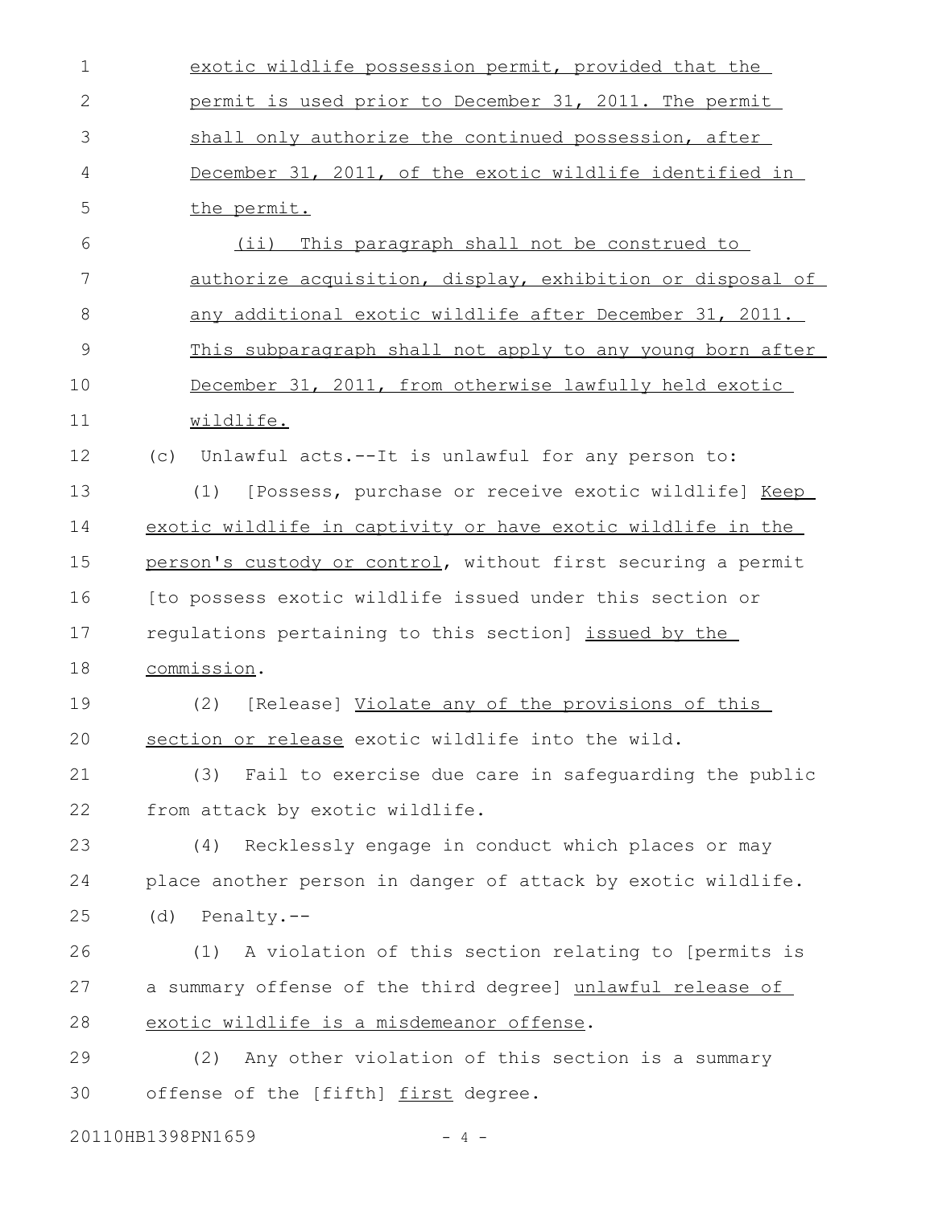exotic wildlife possession permit, provided that the permit is used prior to December 31, 2011. The permit shall only authorize the continued possession, after December 31, 2011, of the exotic wildlife identified in the permit.

(ii) This paragraph shall not be construed to authorize acquisition, display, exhibition or disposal of any additional exotic wildlife after December 31, 2011. This subparagraph shall not apply to any young born after December 31, 2011, from otherwise lawfully held exotic wildlife.

(c) Unlawful acts.--It is unlawful for any person to:

(1) [Possess, purchase or receive exotic wildlife] Keep exotic wildlife in captivity or have exotic wildlife in the person's custody or control, without first securing a permit [to possess exotic wildlife issued under this section or regulations pertaining to this section] issued by the commission.

(2) [Release] Violate any of the provisions of this section or release exotic wildlife into the wild.

(3) Fail to exercise due care in safeguarding the public from attack by exotic wildlife.

(4) Recklessly engage in conduct which places or may place another person in danger of attack by exotic wildlife.

(d) Penalty.--

(1) A violation of this section relating to [permits is a summary offense of the third degree] unlawful release of exotic wildlife is a misdemeanor offense.

(2) Any other violation of this section is a summary offense of the [fifth] first degree.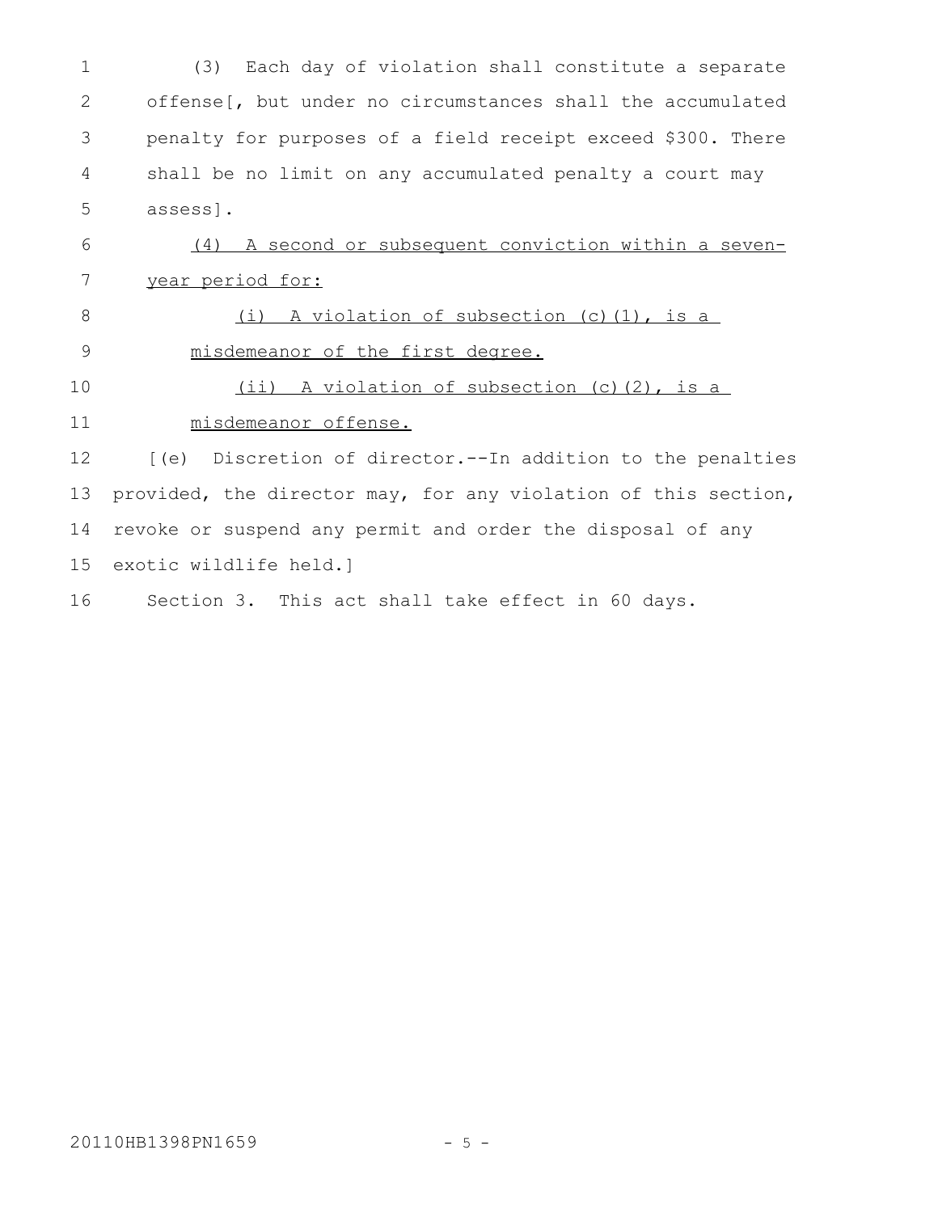(3) Each day of violation shall constitute a separate offense[, but under no circumstances shall the accumulated penalty for purposes of a field receipt exceed $300. There shall be no limit on any accumulated penalty a court may assess].

(4) A second or subsequent conviction within a seven-year period for:

(i) A violation of subsection (c)(1), is a misdemeanor of the first degree.

(ii) A violation of subsection (c)(2), is a misdemeanor offense.

[(e) Discretion of director.--In addition to the penalties provided, the director may, for any violation of this section, revoke or suspend any permit and order the disposal of any exotic wildlife held.]

Section 3. This act shall take effect in 60 days.